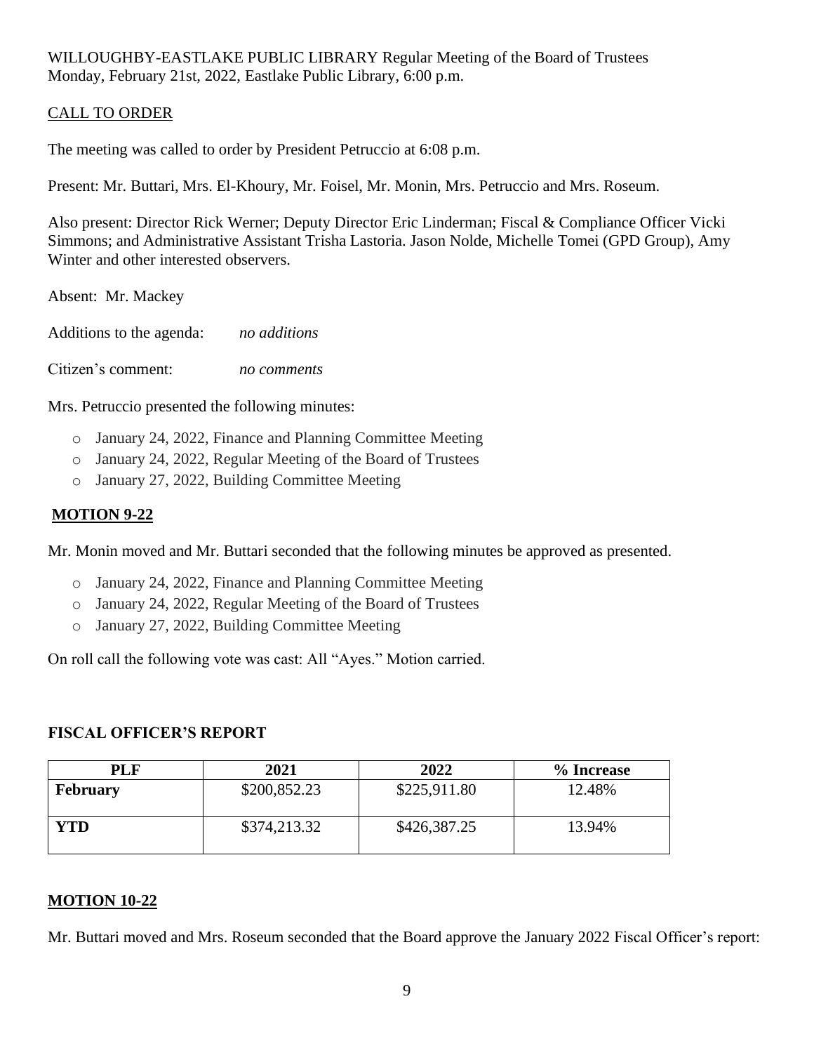WILLOUGHBY-EASTLAKE PUBLIC LIBRARY Regular Meeting of the Board of Trustees
Monday, February 21st, 2022, Eastlake Public Library, 6:00 p.m.

## CALL TO ORDER

The meeting was called to order by President Petruccio at 6:08 p.m.

Present: Mr. Buttari, Mrs. El-Khoury, Mr. Foisel, Mr. Monin, Mrs. Petruccio and Mrs. Roseum.

Also present: Director Rick Werner; Deputy Director Eric Linderman; Fiscal & Compliance Officer Vicki Simmons; and Administrative Assistant Trisha Lastoria. Jason Nolde, Michelle Tomei (GPD Group), Amy Winter and other interested observers.

Absent: Mr. Mackey

Additions to the agenda: *no additions*

Citizen's comment: *no comments*

Mrs. Petruccio presented the following minutes:

- January 24, 2022, Finance and Planning Committee Meeting
- January 24, 2022, Regular Meeting of the Board of Trustees
- January 27, 2022, Building Committee Meeting

## MOTION 9-22

Mr. Monin moved and Mr. Buttari seconded that the following minutes be approved as presented.

- January 24, 2022, Finance and Planning Committee Meeting
- January 24, 2022, Regular Meeting of the Board of Trustees
- January 27, 2022, Building Committee Meeting

On roll call the following vote was cast: All "Ayes." Motion carried.

## FISCAL OFFICER'S REPORT

| PLF | 2021 | 2022 | % Increase |
|---|---|---|---|
| **February** | $200,852.23 | $225,911.80 | 12.48% |
| **YTD** | $374,213.32 | $426,387.25 | 13.94% |

## MOTION 10-22

Mr. Buttari moved and Mrs. Roseum seconded that the Board approve the January 2022 Fiscal Officer's report: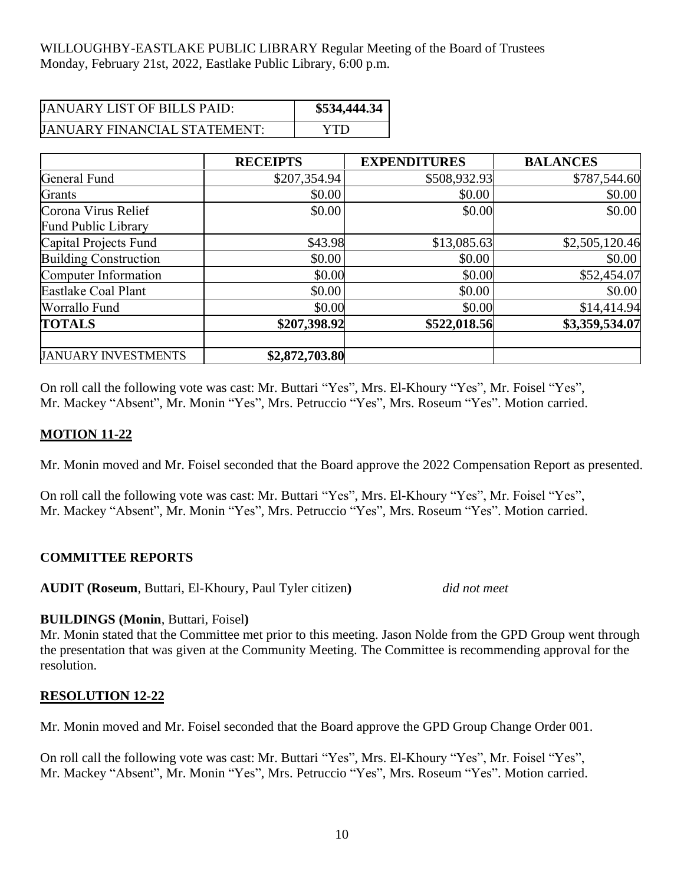WILLOUGHBY-EASTLAKE PUBLIC LIBRARY Regular Meeting of the Board of Trustees
Monday, February 21st, 2022, Eastlake Public Library, 6:00 p.m.

| JANUARY LIST OF BILLS PAID: | **$534,444.34** |
|---|---|
| JANUARY FINANCIAL STATEMENT: | YTD |

| | **RECEIPTS** | **EXPENDITURES** | **BALANCES** |
|---|---|---|---|
| General Fund | \$207,354.94 | \$508,932.93 | \$787,544.60 |
| Grants | \$0.00 | \$0.00 | \$0.00 |
| Corona Virus Relief Fund Public Library | \$0.00 | \$0.00 | \$0.00 |
| Capital Projects Fund | \$43.98 | \$13,085.63 | \$2,505,120.46 |
| Building Construction | \$0.00 | \$0.00 | \$0.00 |
| Computer Information | \$0.00 | \$0.00 | \$52,454.07 |
| Eastlake Coal Plant | \$0.00 | \$0.00 | \$0.00 |
| Worrallo Fund | \$0.00 | \$0.00 | \$14,414.94 |
| **TOTALS** | **\$207,398.92** | **\$522,018.56** | **\$3,359,534.07** |
| | | | |
| JANUARY INVESTMENTS | **\$2,872,703.80** | | |

On roll call the following vote was cast: Mr. Buttari "Yes", Mrs. El-Khoury "Yes", Mr. Foisel "Yes", Mr. Mackey "Absent", Mr. Monin "Yes", Mrs. Petruccio "Yes", Mrs. Roseum "Yes". Motion carried.

## MOTION 11-22

Mr. Monin moved and Mr. Foisel seconded that the Board approve the 2022 Compensation Report as presented.

On roll call the following vote was cast: Mr. Buttari "Yes", Mrs. El-Khoury "Yes", Mr. Foisel "Yes", Mr. Mackey "Absent", Mr. Monin "Yes", Mrs. Petruccio "Yes", Mrs. Roseum "Yes". Motion carried.

## COMMITTEE REPORTS

**AUDIT (Roseum**, Buttari, El-Khoury, Paul Tyler citizen**)** *did not meet*

**BUILDINGS (Monin**, Buttari, Foisel**)**
Mr. Monin stated that the Committee met prior to this meeting. Jason Nolde from the GPD Group went through the presentation that was given at the Community Meeting. The Committee is recommending approval for the resolution.

## RESOLUTION 12-22

Mr. Monin moved and Mr. Foisel seconded that the Board approve the GPD Group Change Order 001.

On roll call the following vote was cast: Mr. Buttari "Yes", Mrs. El-Khoury "Yes", Mr. Foisel "Yes", Mr. Mackey "Absent", Mr. Monin "Yes", Mrs. Petruccio "Yes", Mrs. Roseum "Yes". Motion carried.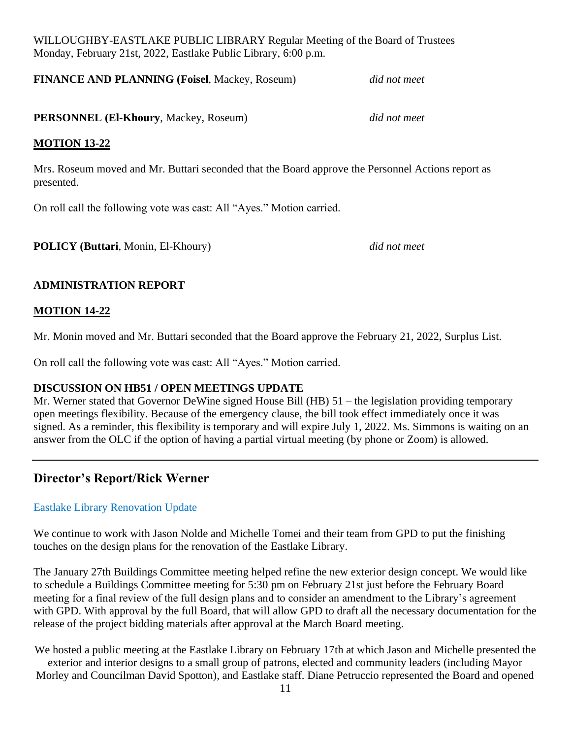WILLOUGHBY-EASTLAKE PUBLIC LIBRARY Regular Meeting of the Board of Trustees
Monday, February 21st, 2022, Eastlake Public Library, 6:00 p.m.

**FINANCE AND PLANNING (Foisel**, Mackey, Roseum) *did not meet*

**PERSONNEL (El-Khoury**, Mackey, Roseum) *did not meet*

**MOTION 13-22**

Mrs. Roseum moved and Mr. Buttari seconded that the Board approve the Personnel Actions report as presented.

On roll call the following vote was cast: All "Ayes." Motion carried.

**POLICY (Buttari**, Monin, El-Khoury) *did not meet*

**ADMINISTRATION REPORT**

**MOTION 14-22**

Mr. Monin moved and Mr. Buttari seconded that the Board approve the February 21, 2022, Surplus List.

On roll call the following vote was cast: All "Ayes." Motion carried.

**DISCUSSION ON HB51 / OPEN MEETINGS UPDATE**

Mr. Werner stated that Governor DeWine signed House Bill (HB) 51 – the legislation providing temporary open meetings flexibility. Because of the emergency clause, the bill took effect immediately once it was signed. As a reminder, this flexibility is temporary and will expire July 1, 2022. Ms. Simmons is waiting on an answer from the OLC if the option of having a partial virtual meeting (by phone or Zoom) is allowed.

---

## Director's Report/Rick Werner

### Eastlake Library Renovation Update

We continue to work with Jason Nolde and Michelle Tomei and their team from GPD to put the finishing touches on the design plans for the renovation of the Eastlake Library.

The January 27th Buildings Committee meeting helped refine the new exterior design concept. We would like to schedule a Buildings Committee meeting for 5:30 pm on February 21st just before the February Board meeting for a final review of the full design plans and to consider an amendment to the Library's agreement with GPD. With approval by the full Board, that will allow GPD to draft all the necessary documentation for the release of the project bidding materials after approval at the March Board meeting.

We hosted a public meeting at the Eastlake Library on February 17th at which Jason and Michelle presented the exterior and interior designs to a small group of patrons, elected and community leaders (including Mayor Morley and Councilman David Spotton), and Eastlake staff. Diane Petruccio represented the Board and opened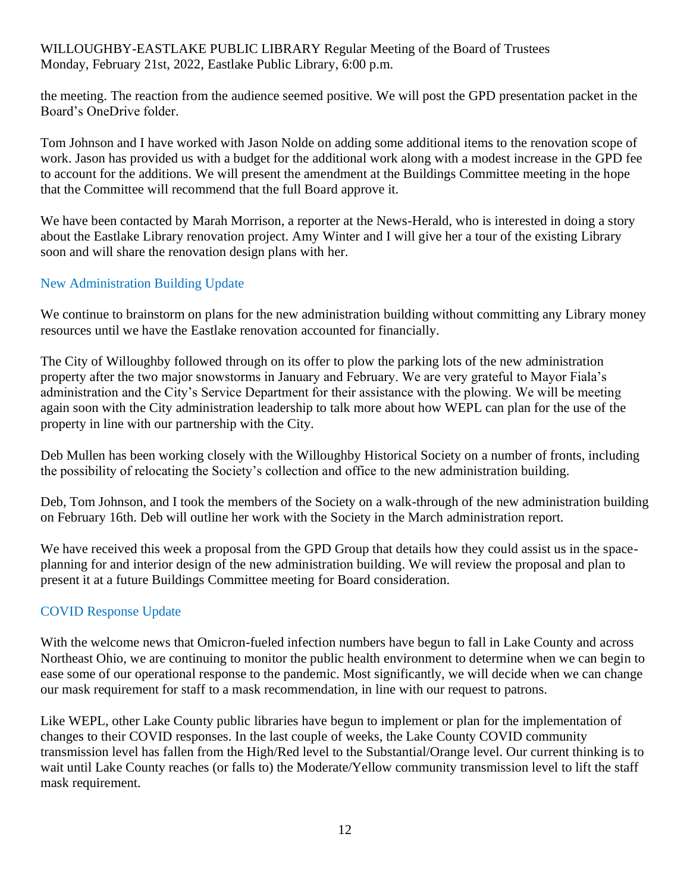the meeting. The reaction from the audience seemed positive. We will post the GPD presentation packet in the Board's OneDrive folder.

Tom Johnson and I have worked with Jason Nolde on adding some additional items to the renovation scope of work. Jason has provided us with a budget for the additional work along with a modest increase in the GPD fee to account for the additions. We will present the amendment at the Buildings Committee meeting in the hope that the Committee will recommend that the full Board approve it.

We have been contacted by Marah Morrison, a reporter at the News-Herald, who is interested in doing a story about the Eastlake Library renovation project. Amy Winter and I will give her a tour of the existing Library soon and will share the renovation design plans with her.

## New Administration Building Update

We continue to brainstorm on plans for the new administration building without committing any Library money resources until we have the Eastlake renovation accounted for financially.

The City of Willoughby followed through on its offer to plow the parking lots of the new administration property after the two major snowstorms in January and February. We are very grateful to Mayor Fiala's administration and the City's Service Department for their assistance with the plowing. We will be meeting again soon with the City administration leadership to talk more about how WEPL can plan for the use of the property in line with our partnership with the City.

Deb Mullen has been working closely with the Willoughby Historical Society on a number of fronts, including the possibility of relocating the Society's collection and office to the new administration building.

Deb, Tom Johnson, and I took the members of the Society on a walk-through of the new administration building on February 16th. Deb will outline her work with the Society in the March administration report.

We have received this week a proposal from the GPD Group that details how they could assist us in the space-planning for and interior design of the new administration building. We will review the proposal and plan to present it at a future Buildings Committee meeting for Board consideration.

## COVID Response Update

With the welcome news that Omicron-fueled infection numbers have begun to fall in Lake County and across Northeast Ohio, we are continuing to monitor the public health environment to determine when we can begin to ease some of our operational response to the pandemic. Most significantly, we will decide when we can change our mask requirement for staff to a mask recommendation, in line with our request to patrons.

Like WEPL, other Lake County public libraries have begun to implement or plan for the implementation of changes to their COVID responses. In the last couple of weeks, the Lake County COVID community transmission level has fallen from the High/Red level to the Substantial/Orange level. Our current thinking is to wait until Lake County reaches (or falls to) the Moderate/Yellow community transmission level to lift the staff mask requirement.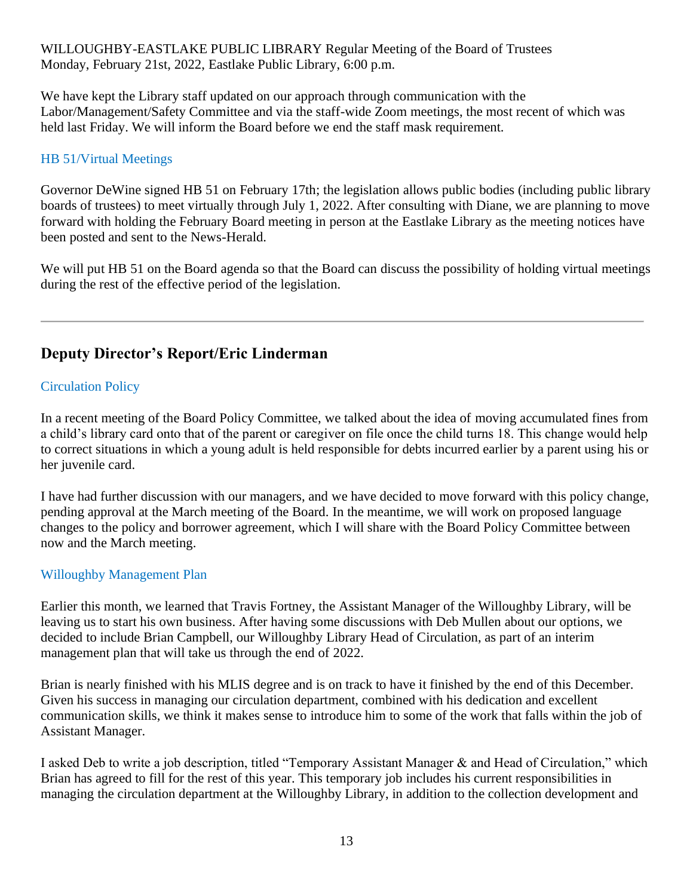We have kept the Library staff updated on our approach through communication with the Labor/Management/Safety Committee and via the staff-wide Zoom meetings, the most recent of which was held last Friday. We will inform the Board before we end the staff mask requirement.

### HB 51/Virtual Meetings

Governor DeWine signed HB 51 on February 17th; the legislation allows public bodies (including public library boards of trustees) to meet virtually through July 1, 2022. After consulting with Diane, we are planning to move forward with holding the February Board meeting in person at the Eastlake Library as the meeting notices have been posted and sent to the News-Herald.

We will put HB 51 on the Board agenda so that the Board can discuss the possibility of holding virtual meetings during the rest of the effective period of the legislation.

---

## Deputy Director's Report/Eric Linderman

### Circulation Policy

In a recent meeting of the Board Policy Committee, we talked about the idea of moving accumulated fines from a child's library card onto that of the parent or caregiver on file once the child turns 18. This change would help to correct situations in which a young adult is held responsible for debts incurred earlier by a parent using his or her juvenile card.

I have had further discussion with our managers, and we have decided to move forward with this policy change, pending approval at the March meeting of the Board. In the meantime, we will work on proposed language changes to the policy and borrower agreement, which I will share with the Board Policy Committee between now and the March meeting.

### Willoughby Management Plan

Earlier this month, we learned that Travis Fortney, the Assistant Manager of the Willoughby Library, will be leaving us to start his own business. After having some discussions with Deb Mullen about our options, we decided to include Brian Campbell, our Willoughby Library Head of Circulation, as part of an interim management plan that will take us through the end of 2022.

Brian is nearly finished with his MLIS degree and is on track to have it finished by the end of this December. Given his success in managing our circulation department, combined with his dedication and excellent communication skills, we think it makes sense to introduce him to some of the work that falls within the job of Assistant Manager.

I asked Deb to write a job description, titled "Temporary Assistant Manager & and Head of Circulation," which Brian has agreed to fill for the rest of this year. This temporary job includes his current responsibilities in managing the circulation department at the Willoughby Library, in addition to the collection development and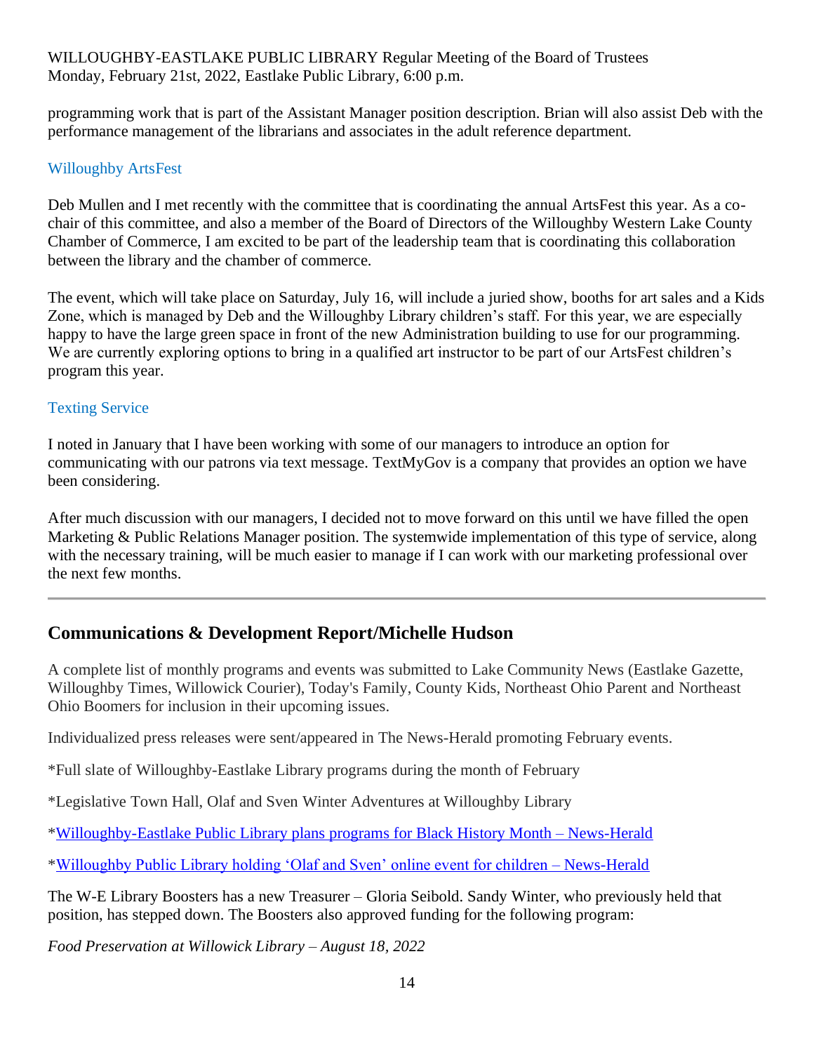programming work that is part of the Assistant Manager position description. Brian will also assist Deb with the performance management of the librarians and associates in the adult reference department.

### Willoughby ArtsFest

Deb Mullen and I met recently with the committee that is coordinating the annual ArtsFest this year. As a co-chair of this committee, and also a member of the Board of Directors of the Willoughby Western Lake County Chamber of Commerce, I am excited to be part of the leadership team that is coordinating this collaboration between the library and the chamber of commerce.

The event, which will take place on Saturday, July 16, will include a juried show, booths for art sales and a Kids Zone, which is managed by Deb and the Willoughby Library children's staff. For this year, we are especially happy to have the large green space in front of the new Administration building to use for our programming. We are currently exploring options to bring in a qualified art instructor to be part of our ArtsFest children's program this year.

### Texting Service

I noted in January that I have been working with some of our managers to introduce an option for communicating with our patrons via text message. TextMyGov is a company that provides an option we have been considering.

After much discussion with our managers, I decided not to move forward on this until we have filled the open Marketing & Public Relations Manager position. The systemwide implementation of this type of service, along with the necessary training, will be much easier to manage if I can work with our marketing professional over the next few months.

---

## Communications & Development Report/Michelle Hudson

A complete list of monthly programs and events was submitted to Lake Community News (Eastlake Gazette, Willoughby Times, Willowick Courier), Today's Family, County Kids, Northeast Ohio Parent and Northeast Ohio Boomers for inclusion in their upcoming issues.

Individualized press releases were sent/appeared in The News-Herald promoting February events.

*Full slate of Willoughby-Eastlake Library programs during the month of February

*Legislative Town Hall, Olaf and Sven Winter Adventures at Willoughby Library

*Willoughby-Eastlake Public Library plans programs for Black History Month – News-Herald

*Willoughby Public Library holding 'Olaf and Sven' online event for children – News-Herald

The W-E Library Boosters has a new Treasurer – Gloria Seibold. Sandy Winter, who previously held that position, has stepped down. The Boosters also approved funding for the following program:

*Food Preservation at Willowick Library – August 18, 2022*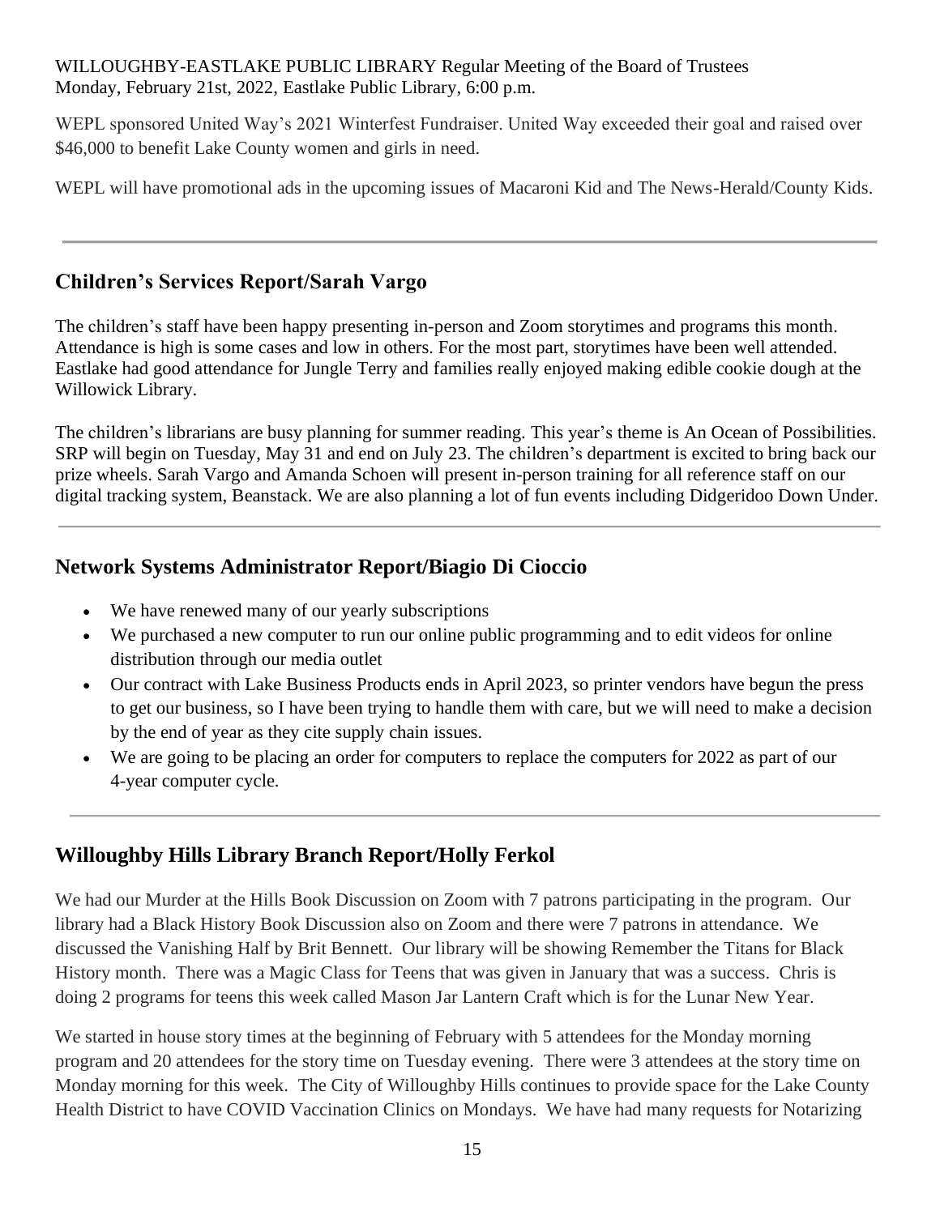WEPL sponsored United Way's 2021 Winterfest Fundraiser. United Way exceeded their goal and raised over $46,000 to benefit Lake County women and girls in need.

WEPL will have promotional ads in the upcoming issues of Macaroni Kid and The News-Herald/County Kids.

---

## Children's Services Report/Sarah Vargo

The children's staff have been happy presenting in-person and Zoom storytimes and programs this month. Attendance is high is some cases and low in others. For the most part, storytimes have been well attended. Eastlake had good attendance for Jungle Terry and families really enjoyed making edible cookie dough at the Willowick Library.

The children's librarians are busy planning for summer reading. This year's theme is An Ocean of Possibilities. SRP will begin on Tuesday, May 31 and end on July 23. The children's department is excited to bring back our prize wheels. Sarah Vargo and Amanda Schoen will present in-person training for all reference staff on our digital tracking system, Beanstack. We are also planning a lot of fun events including Didgeridoo Down Under.

---

## Network Systems Administrator Report/Biagio Di Cioccio

- We have renewed many of our yearly subscriptions
- We purchased a new computer to run our online public programming and to edit videos for online distribution through our media outlet
- Our contract with Lake Business Products ends in April 2023, so printer vendors have begun the press to get our business, so I have been trying to handle them with care, but we will need to make a decision by the end of year as they cite supply chain issues.
- We are going to be placing an order for computers to replace the computers for 2022 as part of our 4-year computer cycle.

---

## Willoughby Hills Library Branch Report/Holly Ferkol

We had our Murder at the Hills Book Discussion on Zoom with 7 patrons participating in the program. Our library had a Black History Book Discussion also on Zoom and there were 7 patrons in attendance. We discussed the Vanishing Half by Brit Bennett. Our library will be showing Remember the Titans for Black History month. There was a Magic Class for Teens that was given in January that was a success. Chris is doing 2 programs for teens this week called Mason Jar Lantern Craft which is for the Lunar New Year.

We started in house story times at the beginning of February with 5 attendees for the Monday morning program and 20 attendees for the story time on Tuesday evening. There were 3 attendees at the story time on Monday morning for this week. The City of Willoughby Hills continues to provide space for the Lake County Health District to have COVID Vaccination Clinics on Mondays. We have had many requests for Notarizing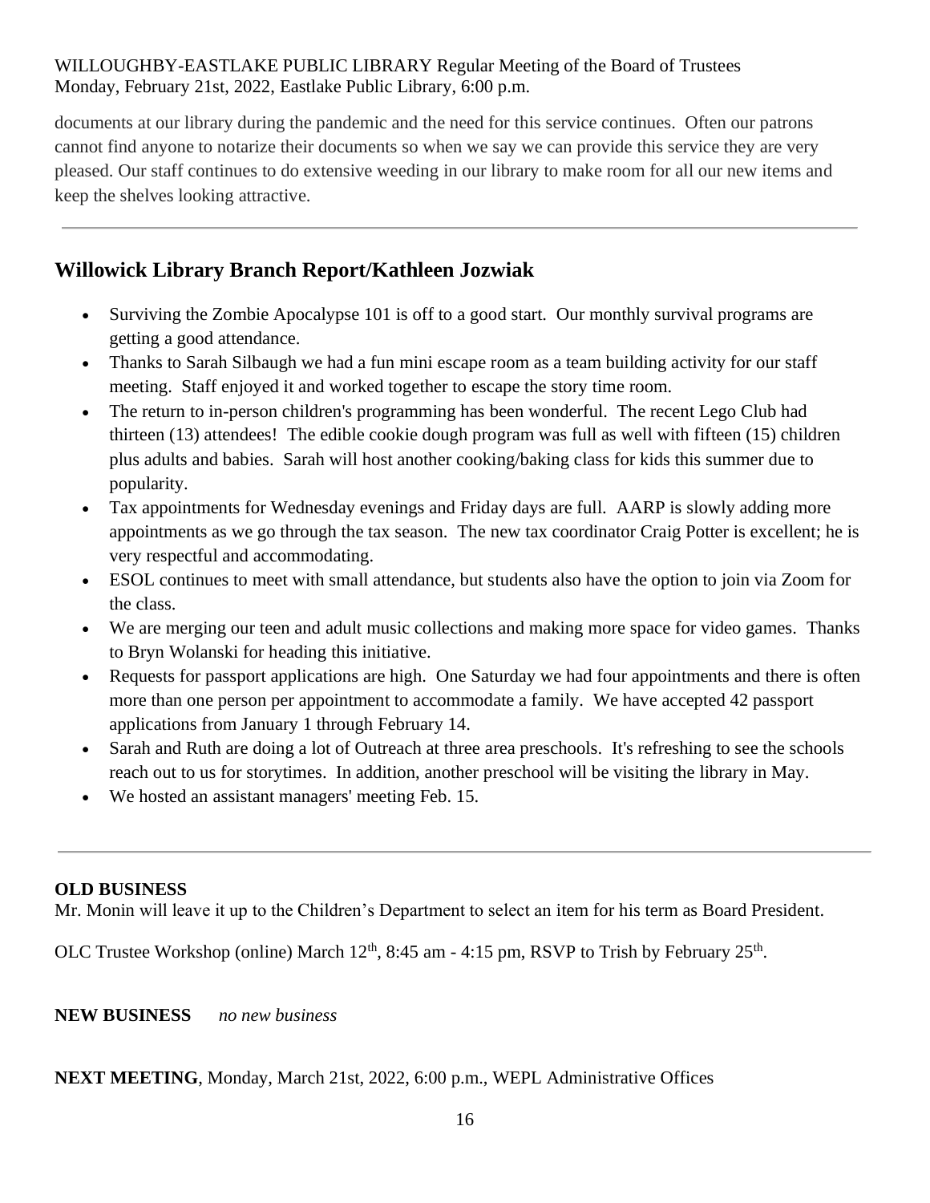documents at our library during the pandemic and the need for this service continues. Often our patrons cannot find anyone to notarize their documents so when we say we can provide this service they are very pleased. Our staff continues to do extensive weeding in our library to make room for all our new items and keep the shelves looking attractive.

---

## Willowick Library Branch Report/Kathleen Jozwiak

- Surviving the Zombie Apocalypse 101 is off to a good start. Our monthly survival programs are getting a good attendance.
- Thanks to Sarah Silbaugh we had a fun mini escape room as a team building activity for our staff meeting. Staff enjoyed it and worked together to escape the story time room.
- The return to in-person children's programming has been wonderful. The recent Lego Club had thirteen (13) attendees! The edible cookie dough program was full as well with fifteen (15) children plus adults and babies. Sarah will host another cooking/baking class for kids this summer due to popularity.
- Tax appointments for Wednesday evenings and Friday days are full. AARP is slowly adding more appointments as we go through the tax season. The new tax coordinator Craig Potter is excellent; he is very respectful and accommodating.
- ESOL continues to meet with small attendance, but students also have the option to join via Zoom for the class.
- We are merging our teen and adult music collections and making more space for video games. Thanks to Bryn Wolanski for heading this initiative.
- Requests for passport applications are high. One Saturday we had four appointments and there is often more than one person per appointment to accommodate a family. We have accepted 42 passport applications from January 1 through February 14.
- Sarah and Ruth are doing a lot of Outreach at three area preschools. It's refreshing to see the schools reach out to us for storytimes. In addition, another preschool will be visiting the library in May.
- We hosted an assistant managers' meeting Feb. 15.

---

**OLD BUSINESS**

Mr. Monin will leave it up to the Children's Department to select an item for his term as Board President.

OLC Trustee Workshop (online) March 12th, 8:45 am - 4:15 pm, RSVP to Trish by February 25th.

**NEW BUSINESS** *no new business*

**NEXT MEETING**, Monday, March 21st, 2022, 6:00 p.m., WEPL Administrative Offices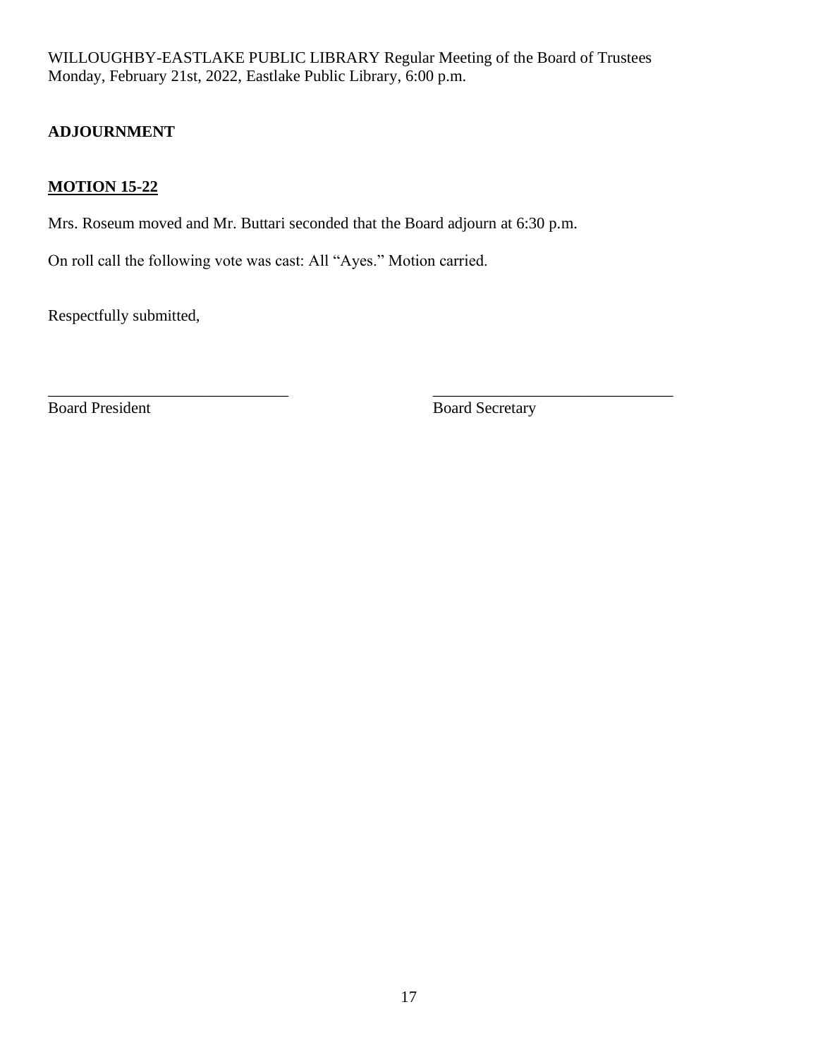WILLOUGHBY-EASTLAKE PUBLIC LIBRARY Regular Meeting of the Board of Trustees
Monday, February 21st, 2022, Eastlake Public Library, 6:00 p.m.

**ADJOURNMENT**

**MOTION 15-22**

Mrs. Roseum moved and Mr. Buttari seconded that the Board adjourn at 6:30 p.m.

On roll call the following vote was cast: All "Ayes." Motion carried.

Respectfully submitted,

______________________________ ______________________________
Board President Board Secretary